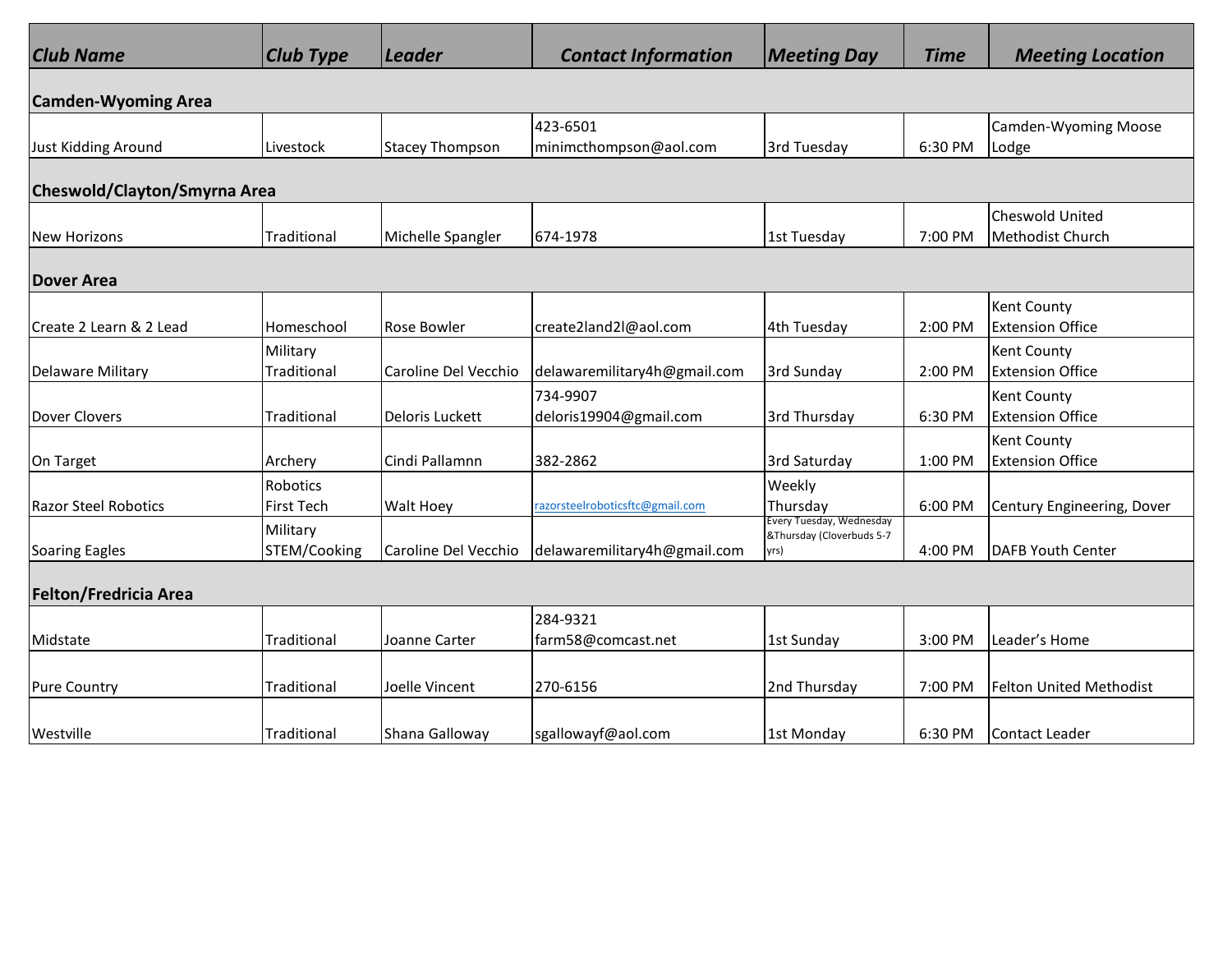| Club Name | Club Type | Leader | Contact Information | Meeting Day | Time | Meeting Location |
|---|---|---|---|---|---|---|
| **Camden-Wyoming Area** | | | | | | |
| Just Kidding Around | Livestock | Stacey Thompson | 423-6501 minimcthompson@aol.com | 3rd Tuesday | 6:30 PM | Camden-Wyoming Moose Lodge |
| **Cheswold/Clayton/Smyrna Area** | | | | | | |
| New Horizons | Traditional | Michelle Spangler | 674-1978 | 1st Tuesday | 7:00 PM | Cheswold United Methodist Church |
| **Dover Area** | | | | | | |
| Create 2 Learn & 2 Lead | Homeschool | Rose Bowler | create2land2l@aol.com | 4th Tuesday | 2:00 PM | Kent County Extension Office |
| Delaware Military | Military Traditional | Caroline Del Vecchio | delawaremilitary4h@gmail.com | 3rd Sunday | 2:00 PM | Kent County Extension Office |
| Dover Clovers | Traditional | Deloris Luckett | 734-9907 deloris19904@gmail.com | 3rd Thursday | 6:30 PM | Kent County Extension Office |
| On Target | Archery | Cindi Pallamnn | 382-2862 | 3rd Saturday | 1:00 PM | Kent County Extension Office |
| Razor Steel Robotics | Robotics First Tech | Walt Hoey | razorsteelroboticsftc@gmail.com | Weekly Thursday | 6:00 PM | Century Engineering, Dover |
| Soaring Eagles | Military STEM/Cooking | Caroline Del Vecchio | delawaremilitary4h@gmail.com | Every Tuesday, Wednesday &Thursday (Cloverbuds 5-7 yrs) | 4:00 PM | DAFB Youth Center |
| **Felton/Fredricia Area** | | | | | | |
| Midstate | Traditional | Joanne Carter | 284-9321 farm58@comcast.net | 1st Sunday | 3:00 PM | Leader's Home |
| Pure Country | Traditional | Joelle Vincent | 270-6156 | 2nd Thursday | 7:00 PM | Felton United Methodist |
| Westville | Traditional | Shana Galloway | sgallowayf@aol.com | 1st Monday | 6:30 PM | Contact Leader |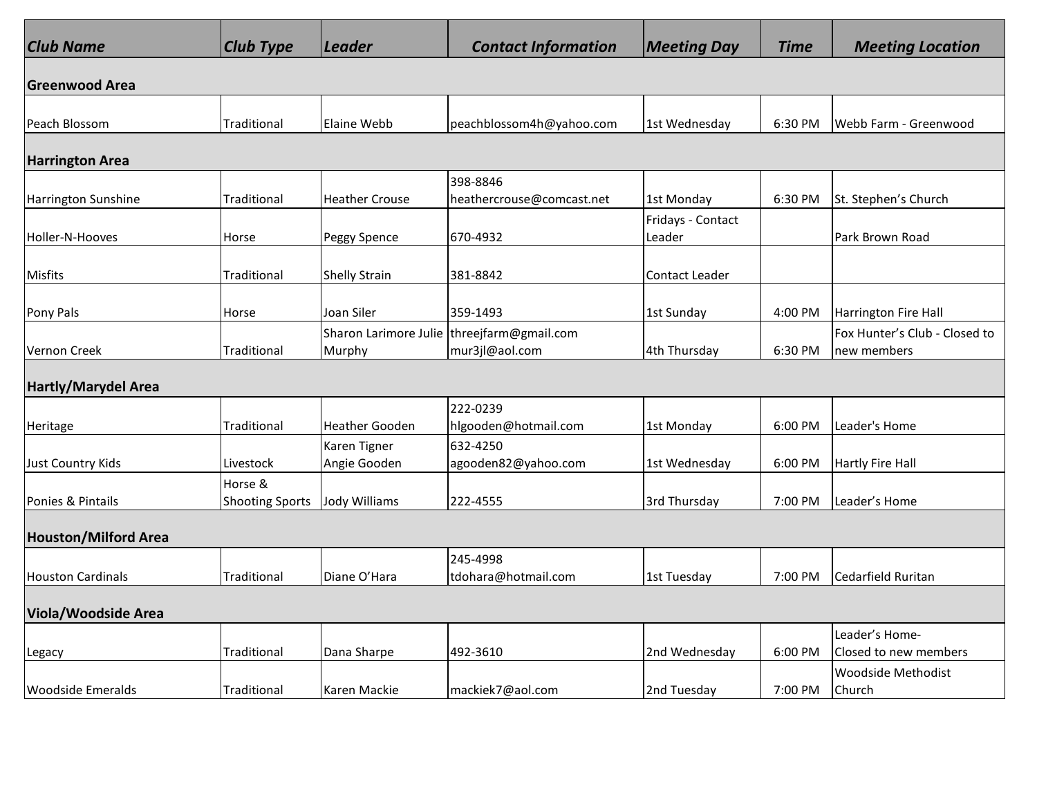| *Club Name* | *Club Type* | *Leader* | *Contact Information* | *Meeting Day* | *Time* | *Meeting Location* |
|---|---|---|---|---|---|---|
| **Greenwood Area** | | | | | | |
| Peach Blossom | Traditional | Elaine Webb | peachblossom4h@yahoo.com | 1st Wednesday | 6:30 PM | Webb Farm - Greenwood |
| **Harrington Area** | | | | | | |
| Harrington Sunshine | Traditional | Heather Crouse | 398-8846 heathercrouse@comcast.net | 1st Monday | 6:30 PM | St. Stephen's Church |
| Holler-N-Hooves | Horse | Peggy Spence | 670-4932 | Fridays - Contact Leader | | Park Brown Road |
| Misfits | Traditional | Shelly Strain | 381-8842 | Contact Leader | | |
| Pony Pals | Horse | Joan Siler | 359-1493 | 1st Sunday | 4:00 PM | Harrington Fire Hall |
| Vernon Creek | Traditional | Sharon Larimore Julie Murphy | threejfarm@gmail.com mur3jl@aol.com | 4th Thursday | 6:30 PM | Fox Hunter's Club - Closed to new members |
| **Hartly/Marydel Area** | | | | | | |
| Heritage | Traditional | Heather Gooden | 222-0239 hlgooden@hotmail.com | 1st Monday | 6:00 PM | Leader's Home |
| Just Country Kids | Livestock | Karen Tigner Angie Gooden | 632-4250 agooden82@yahoo.com | 1st Wednesday | 6:00 PM | Hartly Fire Hall |
| Ponies & Pintails | Horse & Shooting Sports | Jody Williams | 222-4555 | 3rd Thursday | 7:00 PM | Leader's Home |
| **Houston/Milford Area** | | | | | | |
| Houston Cardinals | Traditional | Diane O'Hara | 245-4998 tdohara@hotmail.com | 1st Tuesday | 7:00 PM | Cedarfield Ruritan |
| **Viola/Woodside Area** | | | | | | |
| Legacy | Traditional | Dana Sharpe | 492-3610 | 2nd Wednesday | 6:00 PM | Leader's Home- Closed to new members |
| Woodside Emeralds | Traditional | Karen Mackie | mackiek7@aol.com | 2nd Tuesday | 7:00 PM | Woodside Methodist Church |